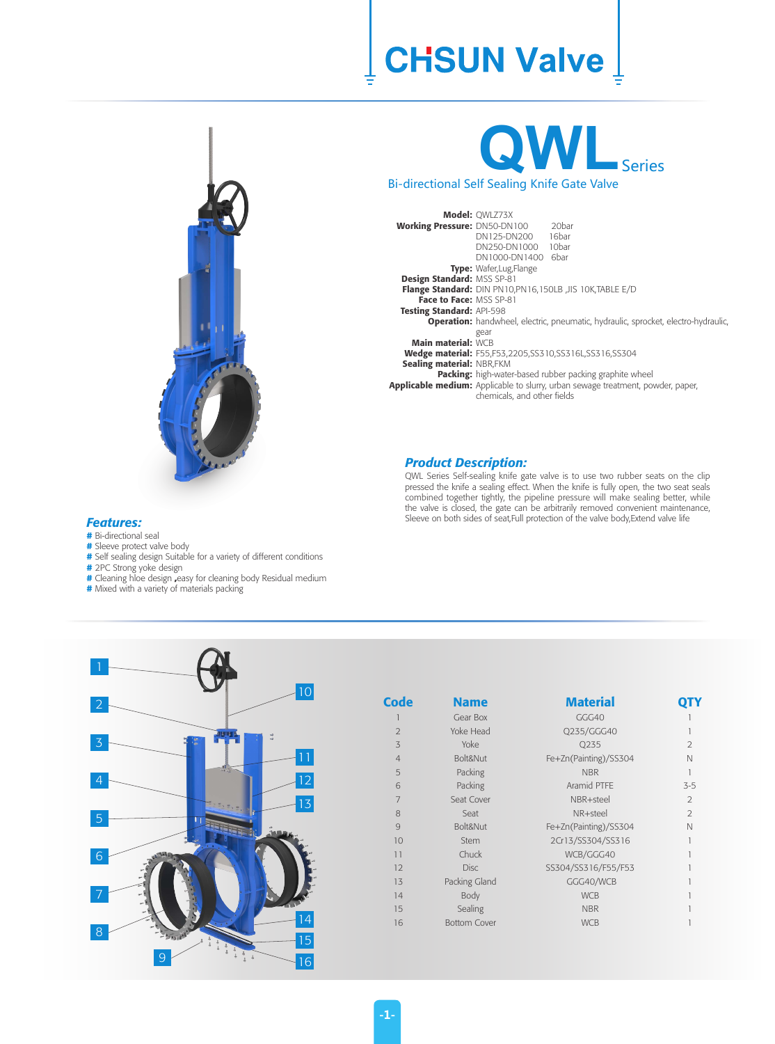# CHSUN Valve

# QWL Series

## Bi-directional Self Sealing Knife Gate Valve

**Model:** QWLZ73X
**Working Pressure:** DN50-DN100 20bar
DN125-DN200 16bar
DN250-DN1000 10bar
DN1000-DN1400 6bar
**Type:** Wafer,Lug,Flange
**Design Standard:** MSS SP-81
**Flange Standard:** DIN PN10,PN16,150LB ,JIS 10K,TABLE E/D
**Face to Face:** MSS SP-81
**Testing Standard:** API-598
**Operation:** handwheel, electric, pneumatic, hydraulic, sprocket, electro-hydraulic, gear
**Main material:** WCB
**Wedge material:** F55,F53,2205,SS310,SS316L,SS316,SS304
**Sealing material:** NBR,FKM
**Packing:** high-water-based rubber packing graphite wheel
**Applicable medium:** Applicable to slurry, urban sewage treatment, powder, paper, chemicals, and other fields

### *Product Description:*

QWL Series Self-sealing knife gate valve is to use two rubber seats on the clip pressed the knife a sealing effect. When the knife is fully open, the two seat seals combined together tightly, the pipeline pressure will make sealing better, while the valve is closed, the gate can be arbitrarily removed convenient maintenance, Sleeve on both sides of seat,Full protection of the valve body,Extend valve life

### *Features:*

# Bi-directional seal
# Sleeve protect valve body
# Self sealing design Suitable for a variety of different conditions
# 2PC Strong yoke design
# Cleaning hloe design ,easy for cleaning body Residual medium
# Mixed with a variety of materials packing

| Code | Name | Material | QTY |
|---|---|---|---|
| 1 | Gear Box | GGG40 | 1 |
| 2 | Yoke Head | Q235/GGG40 | 1 |
| 3 | Yoke | Q235 | 2 |
| 4 | Bolt&Nut | Fe+Zn(Painting)/SS304 | N |
| 5 | Packing | NBR | 1 |
| 6 | Packing | Aramid PTFE | 3-5 |
| 7 | Seat Cover | NBR+steel | 2 |
| 8 | Seat | NR+steel | 2 |
| 9 | Bolt&Nut | Fe+Zn(Painting)/SS304 | N |
| 10 | Stem | 2Cr13/SS304/SS316 | 1 |
| 11 | Chuck | WCB/GGG40 | 1 |
| 12 | Disc | SS304/SS316/F55/F53 | 1 |
| 13 | Packing Gland | GGG40/WCB | 1 |
| 14 | Body | WCB | 1 |
| 15 | Sealing | NBR | 1 |
| 16 | Bottom Cover | WCB | 1 |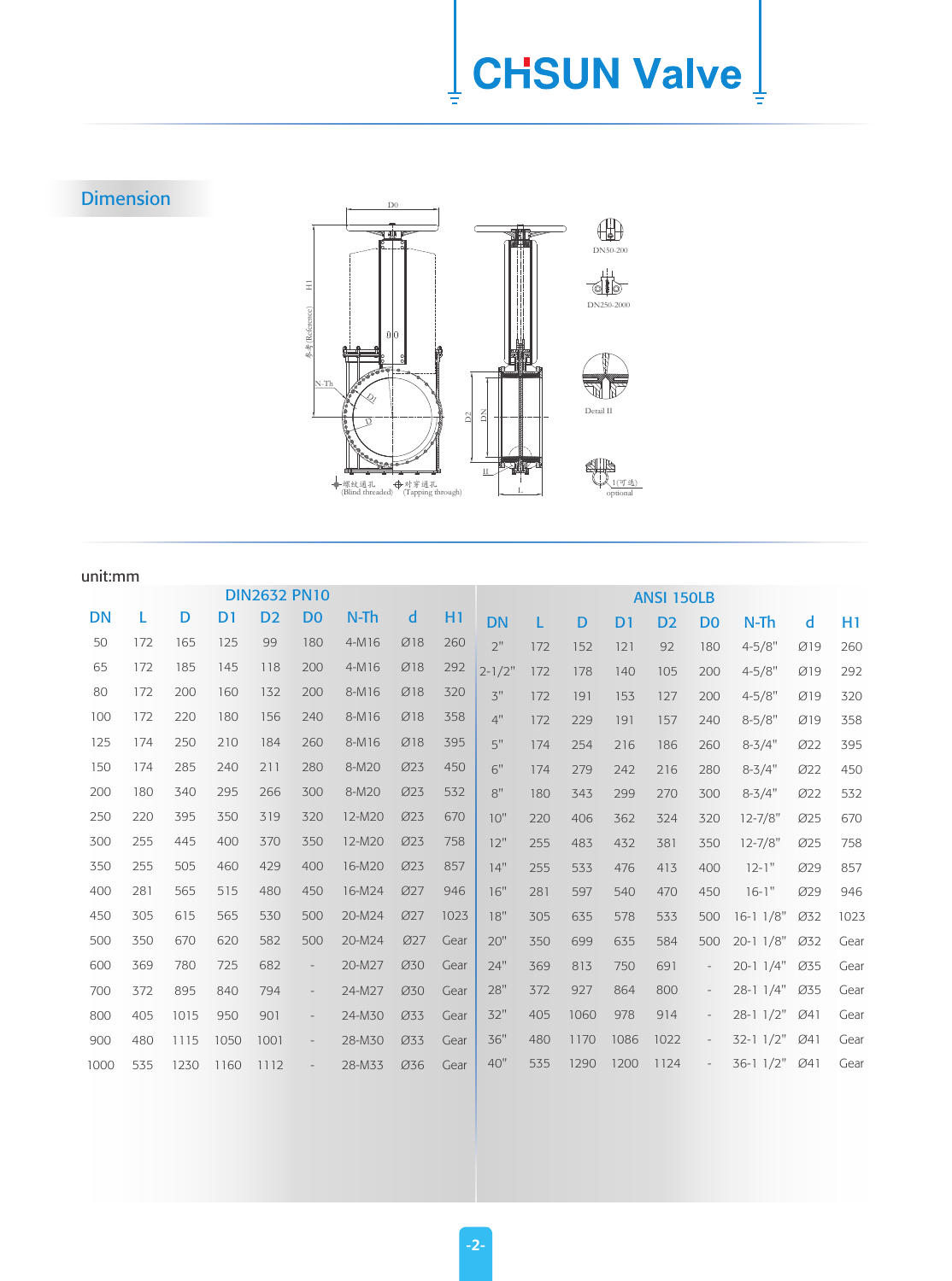## Dimension

DN50-200

DN250-2000

Detail II

1(可选) optional

螺纹通孔 (Blind threaded) 对穿通孔 (Tapping through)

unit:mm

| DIN2632 PN10 | | | | | | | | |
|---|---|---|---|---|---|---|---|---|
| DN | L | D | D1 | D2 | D0 | N-Th | d | H1 |
| 50 | 172 | 165 | 125 | 99 | 180 | 4-M16 | Ø18 | 260 |
| 65 | 172 | 185 | 145 | 118 | 200 | 4-M16 | Ø18 | 292 |
| 80 | 172 | 200 | 160 | 132 | 200 | 8-M16 | Ø18 | 320 |
| 100 | 172 | 220 | 180 | 156 | 240 | 8-M16 | Ø18 | 358 |
| 125 | 174 | 250 | 210 | 184 | 260 | 8-M16 | Ø18 | 395 |
| 150 | 174 | 285 | 240 | 211 | 280 | 8-M20 | Ø23 | 450 |
| 200 | 180 | 340 | 295 | 266 | 300 | 8-M20 | Ø23 | 532 |
| 250 | 220 | 395 | 350 | 319 | 320 | 12-M20 | Ø23 | 670 |
| 300 | 255 | 445 | 400 | 370 | 350 | 12-M20 | Ø23 | 758 |
| 350 | 255 | 505 | 460 | 429 | 400 | 16-M20 | Ø23 | 857 |
| 400 | 281 | 565 | 515 | 480 | 450 | 16-M24 | Ø27 | 946 |
| 450 | 305 | 615 | 565 | 530 | 500 | 20-M24 | Ø27 | 1023 |
| 500 | 350 | 670 | 620 | 582 | 500 | 20-M24 | Ø27 | Gear |
| 600 | 369 | 780 | 725 | 682 | - | 20-M27 | Ø30 | Gear |
| 700 | 372 | 895 | 840 | 794 | - | 24-M27 | Ø30 | Gear |
| 800 | 405 | 1015 | 950 | 901 | - | 24-M30 | Ø33 | Gear |
| 900 | 480 | 1115 | 1050 | 1001 | - | 28-M30 | Ø33 | Gear |
| 1000 | 535 | 1230 | 1160 | 1112 | - | 28-M33 | Ø36 | Gear |

| ANSI 150LB | | | | | | | | |
|---|---|---|---|---|---|---|---|---|
| DN | L | D | D1 | D2 | D0 | N-Th | d | H1 |
| 2" | 172 | 152 | 121 | 92 | 180 | 4-5/8" | Ø19 | 260 |
| 2-1/2" | 172 | 178 | 140 | 105 | 200 | 4-5/8" | Ø19 | 292 |
| 3" | 172 | 191 | 153 | 127 | 200 | 4-5/8" | Ø19 | 320 |
| 4" | 172 | 229 | 191 | 157 | 240 | 8-5/8" | Ø19 | 358 |
| 5" | 174 | 254 | 216 | 186 | 260 | 8-3/4" | Ø22 | 395 |
| 6" | 174 | 279 | 242 | 216 | 280 | 8-3/4" | Ø22 | 450 |
| 8" | 180 | 343 | 299 | 270 | 300 | 8-3/4" | Ø22 | 532 |
| 10" | 220 | 406 | 362 | 324 | 320 | 12-7/8" | Ø25 | 670 |
| 12" | 255 | 483 | 432 | 381 | 350 | 12-7/8" | Ø25 | 758 |
| 14" | 255 | 533 | 476 | 413 | 400 | 12-1" | Ø29 | 857 |
| 16" | 281 | 597 | 540 | 470 | 450 | 16-1" | Ø29 | 946 |
| 18" | 305 | 635 | 578 | 533 | 500 | 16-1 1/8" | Ø32 | 1023 |
| 20" | 350 | 699 | 635 | 584 | 500 | 20-1 1/8" | Ø32 | Gear |
| 24" | 369 | 813 | 750 | 691 | - | 20-1 1/4" | Ø35 | Gear |
| 28" | 372 | 927 | 864 | 800 | - | 28-1 1/4" | Ø35 | Gear |
| 32" | 405 | 1060 | 978 | 914 | - | 28-1 1/2" | Ø41 | Gear |
| 36" | 480 | 1170 | 1086 | 1022 | - | 32-1 1/2" | Ø41 | Gear |
| 40" | 535 | 1290 | 1200 | 1124 | - | 36-1 1/2" | Ø41 | Gear |